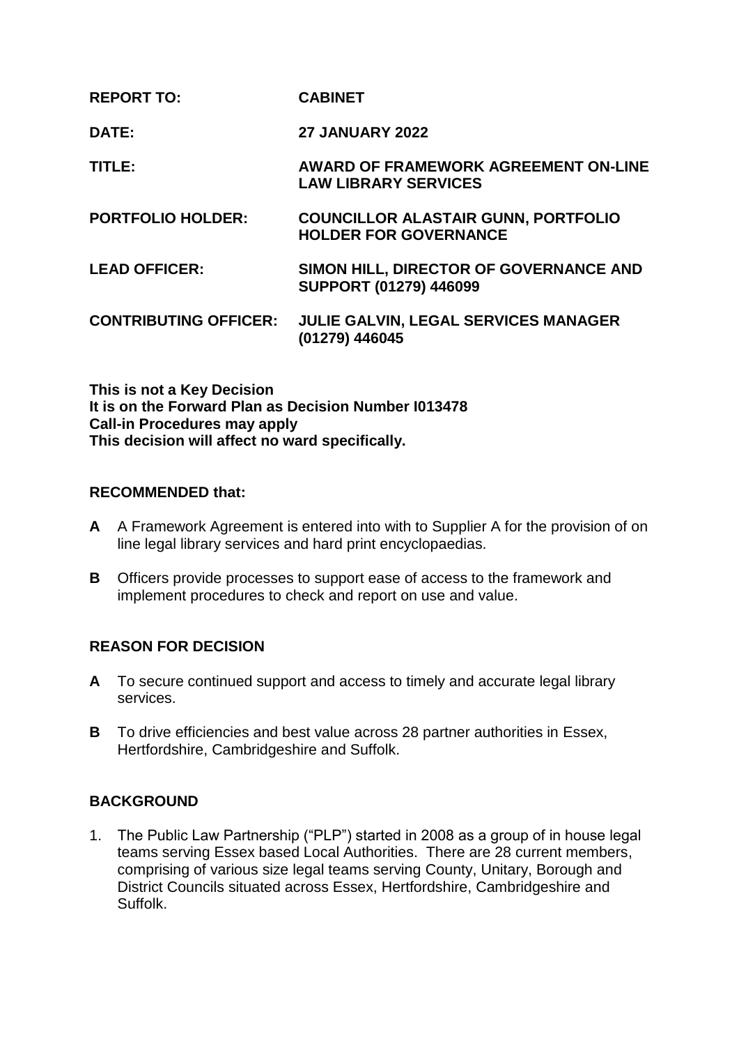| | |
|---|---|
| **REPORT TO:** | **CABINET** |
| **DATE:** | **27 JANUARY 2022** |
| **TITLE:** | **AWARD OF FRAMEWORK AGREEMENT ON-LINE LAW LIBRARY SERVICES** |
| **PORTFOLIO HOLDER:** | **COUNCILLOR ALASTAIR GUNN, PORTFOLIO HOLDER FOR GOVERNANCE** |
| **LEAD OFFICER:** | **SIMON HILL, DIRECTOR OF GOVERNANCE AND SUPPORT (01279) 446099** |
| **CONTRIBUTING OFFICER:** | **JULIE GALVIN, LEGAL SERVICES MANAGER (01279) 446045** |

**This is not a Key Decision**
**It is on the Forward Plan as Decision Number I013478**
**Call-in Procedures may apply**
**This decision will affect no ward specifically.**

## RECOMMENDED that:

**A** A Framework Agreement is entered into with to Supplier A for the provision of on line legal library services and hard print encyclopaedias.

**B** Officers provide processes to support ease of access to the framework and implement procedures to check and report on use and value.

## REASON FOR DECISION

**A** To secure continued support and access to timely and accurate legal library services.

**B** To drive efficiencies and best value across 28 partner authorities in Essex, Hertfordshire, Cambridgeshire and Suffolk.

## BACKGROUND

1. The Public Law Partnership ("PLP") started in 2008 as a group of in house legal teams serving Essex based Local Authorities. There are 28 current members, comprising of various size legal teams serving County, Unitary, Borough and District Councils situated across Essex, Hertfordshire, Cambridgeshire and Suffolk.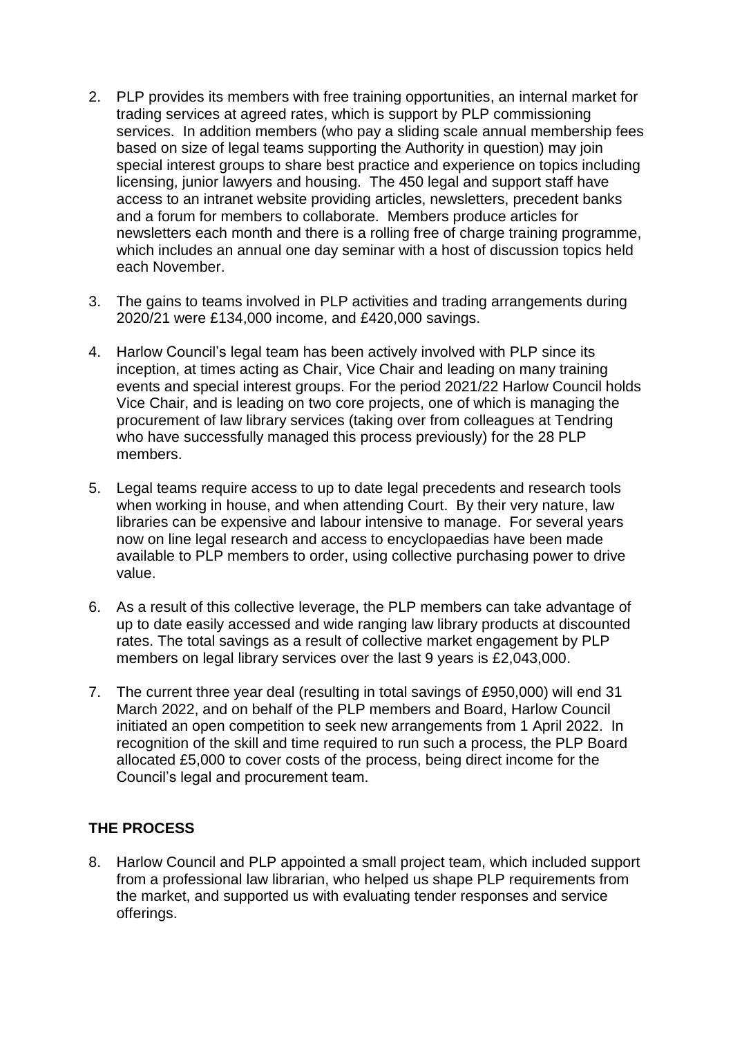2. PLP provides its members with free training opportunities, an internal market for trading services at agreed rates, which is support by PLP commissioning services. In addition members (who pay a sliding scale annual membership fees based on size of legal teams supporting the Authority in question) may join special interest groups to share best practice and experience on topics including licensing, junior lawyers and housing. The 450 legal and support staff have access to an intranet website providing articles, newsletters, precedent banks and a forum for members to collaborate. Members produce articles for newsletters each month and there is a rolling free of charge training programme, which includes an annual one day seminar with a host of discussion topics held each November.

3. The gains to teams involved in PLP activities and trading arrangements during 2020/21 were £134,000 income, and £420,000 savings.

4. Harlow Council's legal team has been actively involved with PLP since its inception, at times acting as Chair, Vice Chair and leading on many training events and special interest groups. For the period 2021/22 Harlow Council holds Vice Chair, and is leading on two core projects, one of which is managing the procurement of law library services (taking over from colleagues at Tendring who have successfully managed this process previously) for the 28 PLP members.

5. Legal teams require access to up to date legal precedents and research tools when working in house, and when attending Court. By their very nature, law libraries can be expensive and labour intensive to manage. For several years now on line legal research and access to encyclopaedias have been made available to PLP members to order, using collective purchasing power to drive value.

6. As a result of this collective leverage, the PLP members can take advantage of up to date easily accessed and wide ranging law library products at discounted rates. The total savings as a result of collective market engagement by PLP members on legal library services over the last 9 years is £2,043,000.

7. The current three year deal (resulting in total savings of £950,000) will end 31 March 2022, and on behalf of the PLP members and Board, Harlow Council initiated an open competition to seek new arrangements from 1 April 2022. In recognition of the skill and time required to run such a process, the PLP Board allocated £5,000 to cover costs of the process, being direct income for the Council's legal and procurement team.

## THE PROCESS

8. Harlow Council and PLP appointed a small project team, which included support from a professional law librarian, who helped us shape PLP requirements from the market, and supported us with evaluating tender responses and service offerings.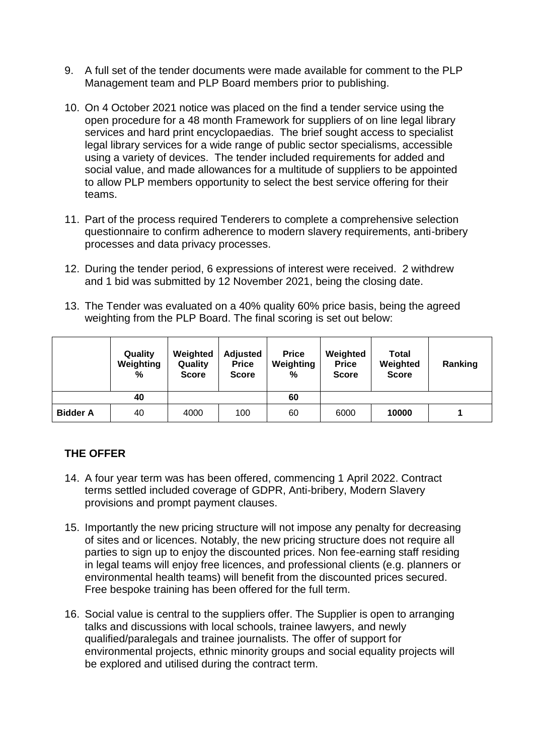9. A full set of the tender documents were made available for comment to the PLP Management team and PLP Board members prior to publishing.

10. On 4 October 2021 notice was placed on the find a tender service using the open procedure for a 48 month Framework for suppliers of on line legal library services and hard print encyclopaedias. The brief sought access to specialist legal library services for a wide range of public sector specialisms, accessible using a variety of devices. The tender included requirements for added and social value, and made allowances for a multitude of suppliers to be appointed to allow PLP members opportunity to select the best service offering for their teams.

11. Part of the process required Tenderers to complete a comprehensive selection questionnaire to confirm adherence to modern slavery requirements, anti-bribery processes and data privacy processes.

12. During the tender period, 6 expressions of interest were received. 2 withdrew and 1 bid was submitted by 12 November 2021, being the closing date.

13. The Tender was evaluated on a 40% quality 60% price basis, being the agreed weighting from the PLP Board. The final scoring is set out below:

| | Quality Weighting % | Weighted Quality Score | Adjusted Price Score | Price Weighting % | Weighted Price Score | Total Weighted Score | Ranking |
|---|---|---|---|---|---|---|---|
| | 40 | | | 60 | | | |
| **Bidder A** | 40 | 4000 | 100 | 60 | 6000 | **10000** | **1** |

## THE OFFER

14. A four year term was has been offered, commencing 1 April 2022. Contract terms settled included coverage of GDPR, Anti-bribery, Modern Slavery provisions and prompt payment clauses.

15. Importantly the new pricing structure will not impose any penalty for decreasing of sites and or licences. Notably, the new pricing structure does not require all parties to sign up to enjoy the discounted prices. Non fee-earning staff residing in legal teams will enjoy free licences, and professional clients (e.g. planners or environmental health teams) will benefit from the discounted prices secured. Free bespoke training has been offered for the full term.

16. Social value is central to the suppliers offer. The Supplier is open to arranging talks and discussions with local schools, trainee lawyers, and newly qualified/paralegals and trainee journalists. The offer of support for environmental projects, ethnic minority groups and social equality projects will be explored and utilised during the contract term.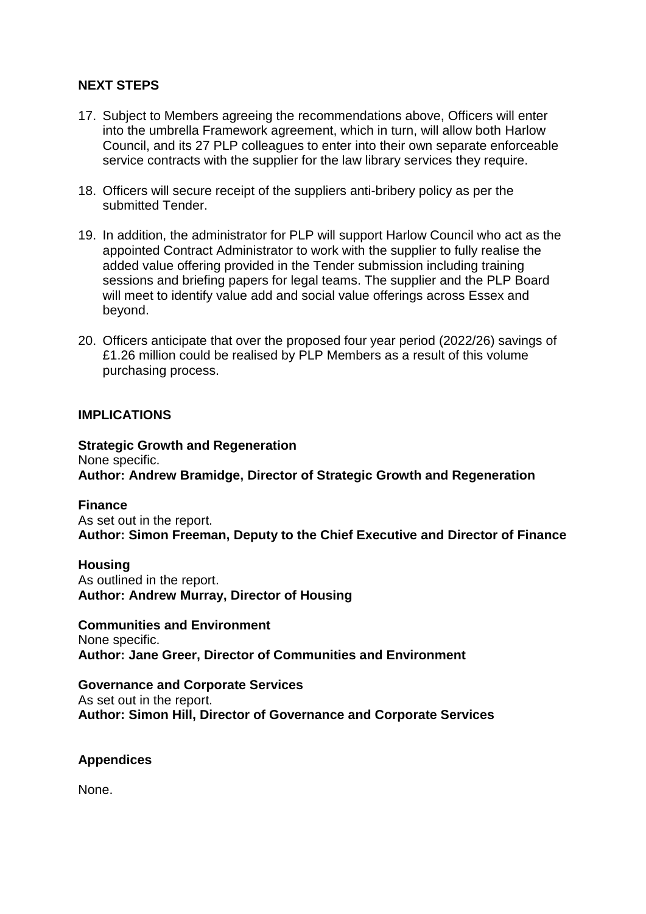## NEXT STEPS

17. Subject to Members agreeing the recommendations above, Officers will enter into the umbrella Framework agreement, which in turn, will allow both Harlow Council, and its 27 PLP colleagues to enter into their own separate enforceable service contracts with the supplier for the law library services they require.

18. Officers will secure receipt of the suppliers anti-bribery policy as per the submitted Tender.

19. In addition, the administrator for PLP will support Harlow Council who act as the appointed Contract Administrator to work with the supplier to fully realise the added value offering provided in the Tender submission including training sessions and briefing papers for legal teams. The supplier and the PLP Board will meet to identify value add and social value offerings across Essex and beyond.

20. Officers anticipate that over the proposed four year period (2022/26) savings of £1.26 million could be realised by PLP Members as a result of this volume purchasing process.

## IMPLICATIONS

**Strategic Growth and Regeneration**
None specific.
**Author: Andrew Bramidge, Director of Strategic Growth and Regeneration**

**Finance**
As set out in the report.
**Author: Simon Freeman, Deputy to the Chief Executive and Director of Finance**

**Housing**
As outlined in the report.
**Author: Andrew Murray, Director of Housing**

**Communities and Environment**
None specific.
**Author: Jane Greer, Director of Communities and Environment**

**Governance and Corporate Services**
As set out in the report.
**Author: Simon Hill, Director of Governance and Corporate Services**

## Appendices

None.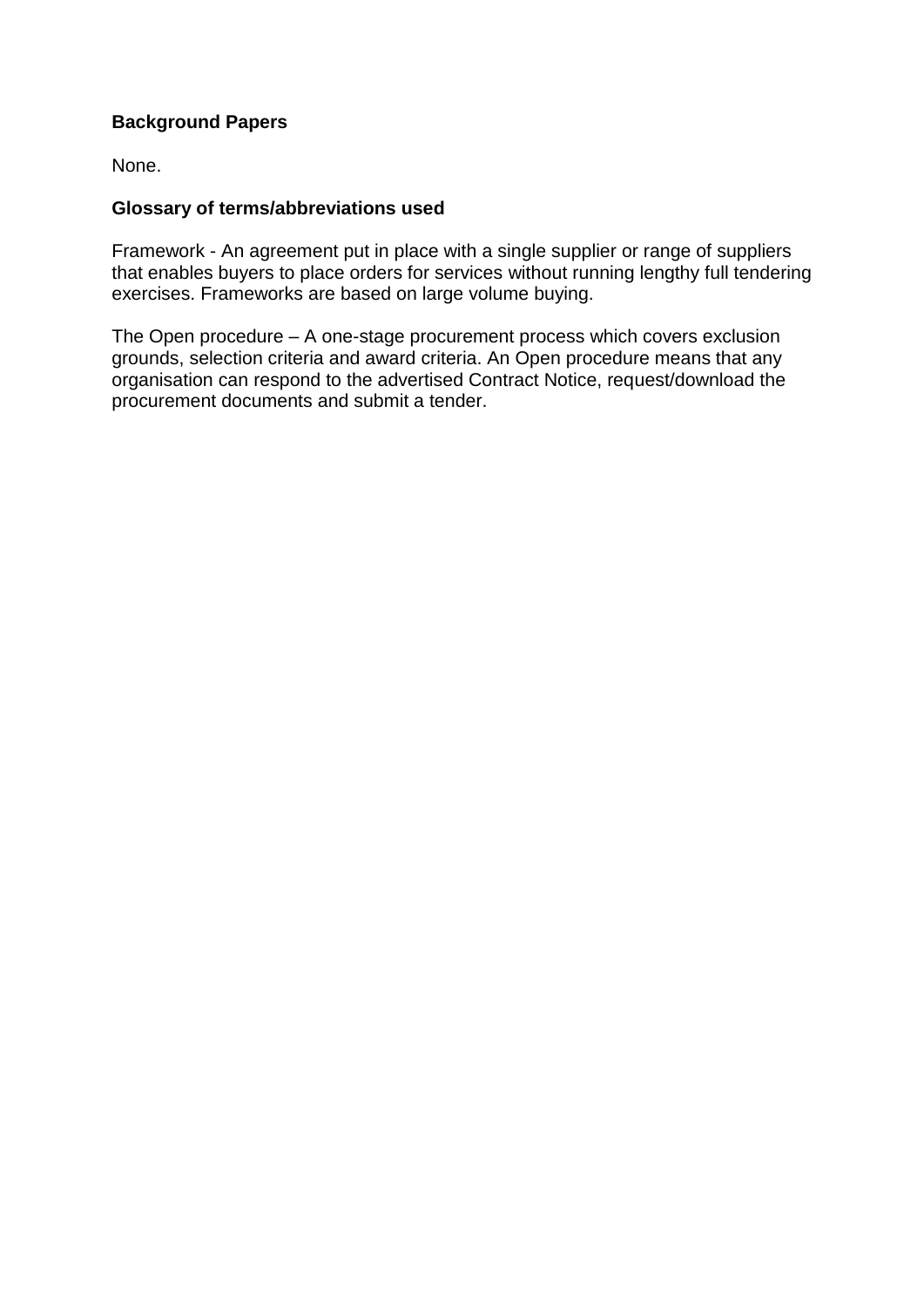**Background Papers**

None.

**Glossary of terms/abbreviations used**

Framework - An agreement put in place with a single supplier or range of suppliers that enables buyers to place orders for services without running lengthy full tendering exercises. Frameworks are based on large volume buying.

The Open procedure – A one-stage procurement process which covers exclusion grounds, selection criteria and award criteria. An Open procedure means that any organisation can respond to the advertised Contract Notice, request/download the procurement documents and submit a tender.